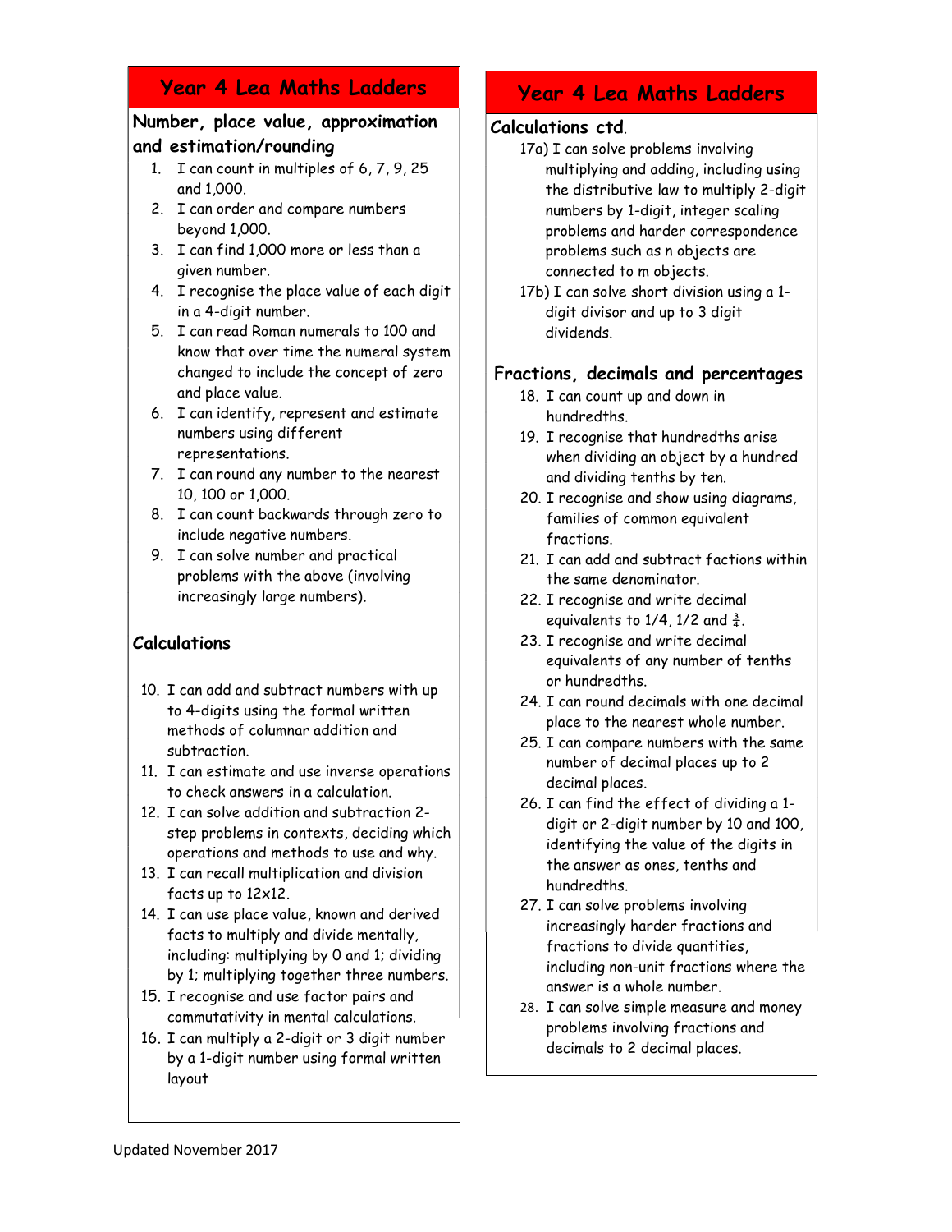# Year 4 Lea Maths Ladders

## Number, place value, approximation and estimation/rounding

1. I can count in multiples of 6, 7, 9, 25 and 1,000.
2. I can order and compare numbers beyond 1,000.
3. I can find 1,000 more or less than a given number.
4. I recognise the place value of each digit in a 4-digit number.
5. I can read Roman numerals to 100 and know that over time the numeral system changed to include the concept of zero and place value.
6. I can identify, represent and estimate numbers using different representations.
7. I can round any number to the nearest 10, 100 or 1,000.
8. I can count backwards through zero to include negative numbers.
9. I can solve number and practical problems with the above (involving increasingly large numbers).

## Calculations

10. I can add and subtract numbers with up to 4-digits using the formal written methods of columnar addition and subtraction.
11. I can estimate and use inverse operations to check answers in a calculation.
12. I can solve addition and subtraction 2-step problems in contexts, deciding which operations and methods to use and why.
13. I can recall multiplication and division facts up to 12x12.
14. I can use place value, known and derived facts to multiply and divide mentally, including: multiplying by 0 and 1; dividing by 1; multiplying together three numbers.
15. I recognise and use factor pairs and commutativity in mental calculations.
16. I can multiply a 2-digit or 3 digit number by a 1-digit number using formal written layout

# Year 4 Lea Maths Ladders

## Calculations ctd.

17a) I can solve problems involving multiplying and adding, including using the distributive law to multiply 2-digit numbers by 1-digit, integer scaling problems and harder correspondence problems such as n objects are connected to m objects.

17b) I can solve short division using a 1-digit divisor and up to 3 digit dividends.

## Fractions, decimals and percentages

18. I can count up and down in hundredths.
19. I recognise that hundredths arise when dividing an object by a hundred and dividing tenths by ten.
20. I recognise and show using diagrams, families of common equivalent fractions.
21. I can add and subtract factions within the same denominator.
22. I recognise and write decimal equivalents to 1/4, 1/2 and $\frac{3}{4}$.
23. I recognise and write decimal equivalents of any number of tenths or hundredths.
24. I can round decimals with one decimal place to the nearest whole number.
25. I can compare numbers with the same number of decimal places up to 2 decimal places.
26. I can find the effect of dividing a 1-digit or 2-digit number by 10 and 100, identifying the value of the digits in the answer as ones, tenths and hundredths.
27. I can solve problems involving increasingly harder fractions and fractions to divide quantities, including non-unit fractions where the answer is a whole number.
28. I can solve simple measure and money problems involving fractions and decimals to 2 decimal places.

Updated November 2017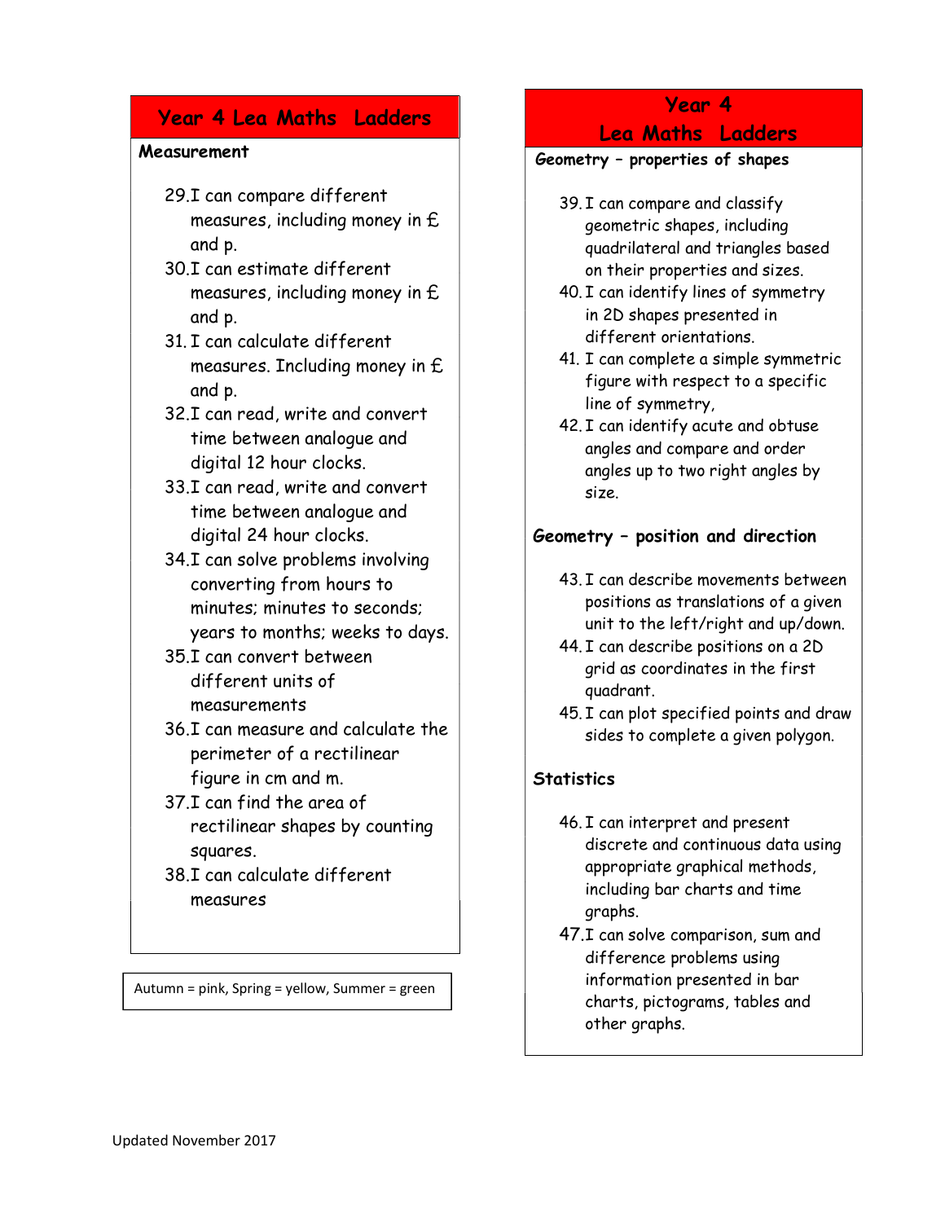# Year 4 Lea Maths Ladders

**Measurement**

29. I can compare different measures, including money in £ and p.
30. I can estimate different measures, including money in £ and p.
31. I can calculate different measures. Including money in £ and p.
32. I can read, write and convert time between analogue and digital 12 hour clocks.
33. I can read, write and convert time between analogue and digital 24 hour clocks.
34. I can solve problems involving converting from hours to minutes; minutes to seconds; years to months; weeks to days.
35. I can convert between different units of measurements
36. I can measure and calculate the perimeter of a rectilinear figure in cm and m.
37. I can find the area of rectilinear shapes by counting squares.
38. I can calculate different measures

Autumn = pink, Spring = yellow, Summer = green

# Year 4 Lea Maths Ladders

**Geometry – properties of shapes**

39. I can compare and classify geometric shapes, including quadrilateral and triangles based on their properties and sizes.
40. I can identify lines of symmetry in 2D shapes presented in different orientations.
41. I can complete a simple symmetric figure with respect to a specific line of symmetry,
42. I can identify acute and obtuse angles and compare and order angles up to two right angles by size.

**Geometry – position and direction**

43. I can describe movements between positions as translations of a given unit to the left/right and up/down.
44. I can describe positions on a 2D grid as coordinates in the first quadrant.
45. I can plot specified points and draw sides to complete a given polygon.

**Statistics**

46. I can interpret and present discrete and continuous data using appropriate graphical methods, including bar charts and time graphs.
47. I can solve comparison, sum and difference problems using information presented in bar charts, pictograms, tables and other graphs.

Updated November 2017